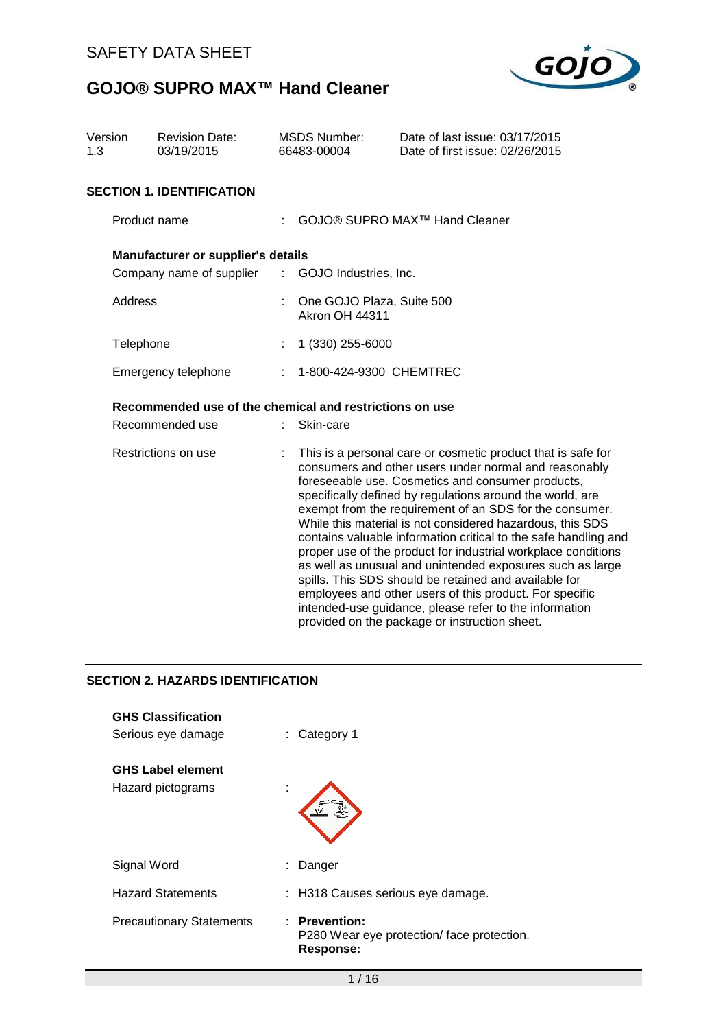# SAFETY DATA SHEET

# GOJO® SUPRO MAX™ Hand Cleaner

| Version | Revision Date: | MSDS Number: | Date of last issue: 03/17/2015 |
|---|---|---|---|
| 1.3 | 03/19/2015 | 66483-00004 | Date of first issue: 02/26/2015 |

## SECTION 1. IDENTIFICATION

Product name : GOJO® SUPRO MAX™ Hand Cleaner

**Manufacturer or supplier's details**

Company name of supplier : GOJO Industries, Inc.

Address : One GOJO Plaza, Suite 500
Akron OH 44311

Telephone : 1 (330) 255-6000

Emergency telephone : 1-800-424-9300 CHEMTREC

**Recommended use of the chemical and restrictions on use**

Recommended use : Skin-care

Restrictions on use : This is a personal care or cosmetic product that is safe for consumers and other users under normal and reasonably foreseeable use. Cosmetics and consumer products, specifically defined by regulations around the world, are exempt from the requirement of an SDS for the consumer. While this material is not considered hazardous, this SDS contains valuable information critical to the safe handling and proper use of the product for industrial workplace conditions as well as unusual and unintended exposures such as large spills. This SDS should be retained and available for employees and other users of this product. For specific intended-use guidance, please refer to the information provided on the package or instruction sheet.

## SECTION 2. HAZARDS IDENTIFICATION

**GHS Classification**

Serious eye damage : Category 1

**GHS Label element**

Hazard pictograms :

Signal Word : Danger

Hazard Statements : H318 Causes serious eye damage.

Precautionary Statements : **Prevention:**
P280 Wear eye protection/ face protection.
**Response:**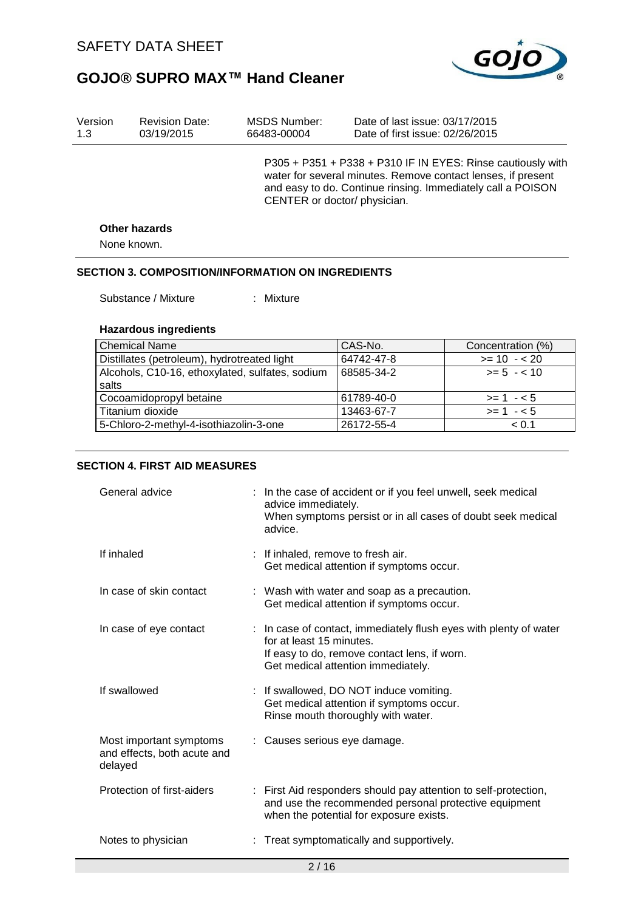P305 + P351 + P338 + P310 IF IN EYES: Rinse cautiously with water for several minutes. Remove contact lenses, if present and easy to do. Continue rinsing. Immediately call a POISON CENTER or doctor/ physician.

**Other hazards**

None known.

## SECTION 3. COMPOSITION/INFORMATION ON INGREDIENTS

Substance / Mixture : Mixture

**Hazardous ingredients**

| Chemical Name | CAS-No. | Concentration (%) |
|---|---|---|
| Distillates (petroleum), hydrotreated light | 64742-47-8 | >= 10 - < 20 |
| Alcohols, C10-16, ethoxylated, sulfates, sodium salts | 68585-34-2 | >= 5 - < 10 |
| Cocoamidopropyl betaine | 61789-40-0 | >= 1 - < 5 |
| Titanium dioxide | 13463-67-7 | >= 1 - < 5 |
| 5-Chloro-2-methyl-4-isothiazolin-3-one | 26172-55-4 | < 0.1 |

## SECTION 4. FIRST AID MEASURES

General advice : In the case of accident or if you feel unwell, seek medical advice immediately.
When symptoms persist or in all cases of doubt seek medical advice.

If inhaled : If inhaled, remove to fresh air.
Get medical attention if symptoms occur.

In case of skin contact : Wash with water and soap as a precaution.
Get medical attention if symptoms occur.

In case of eye contact : In case of contact, immediately flush eyes with plenty of water for at least 15 minutes.
If easy to do, remove contact lens, if worn.
Get medical attention immediately.

If swallowed : If swallowed, DO NOT induce vomiting.
Get medical attention if symptoms occur.
Rinse mouth thoroughly with water.

Most important symptoms and effects, both acute and delayed : Causes serious eye damage.

Protection of first-aiders : First Aid responders should pay attention to self-protection, and use the recommended personal protective equipment when the potential for exposure exists.

Notes to physician : Treat symptomatically and supportively.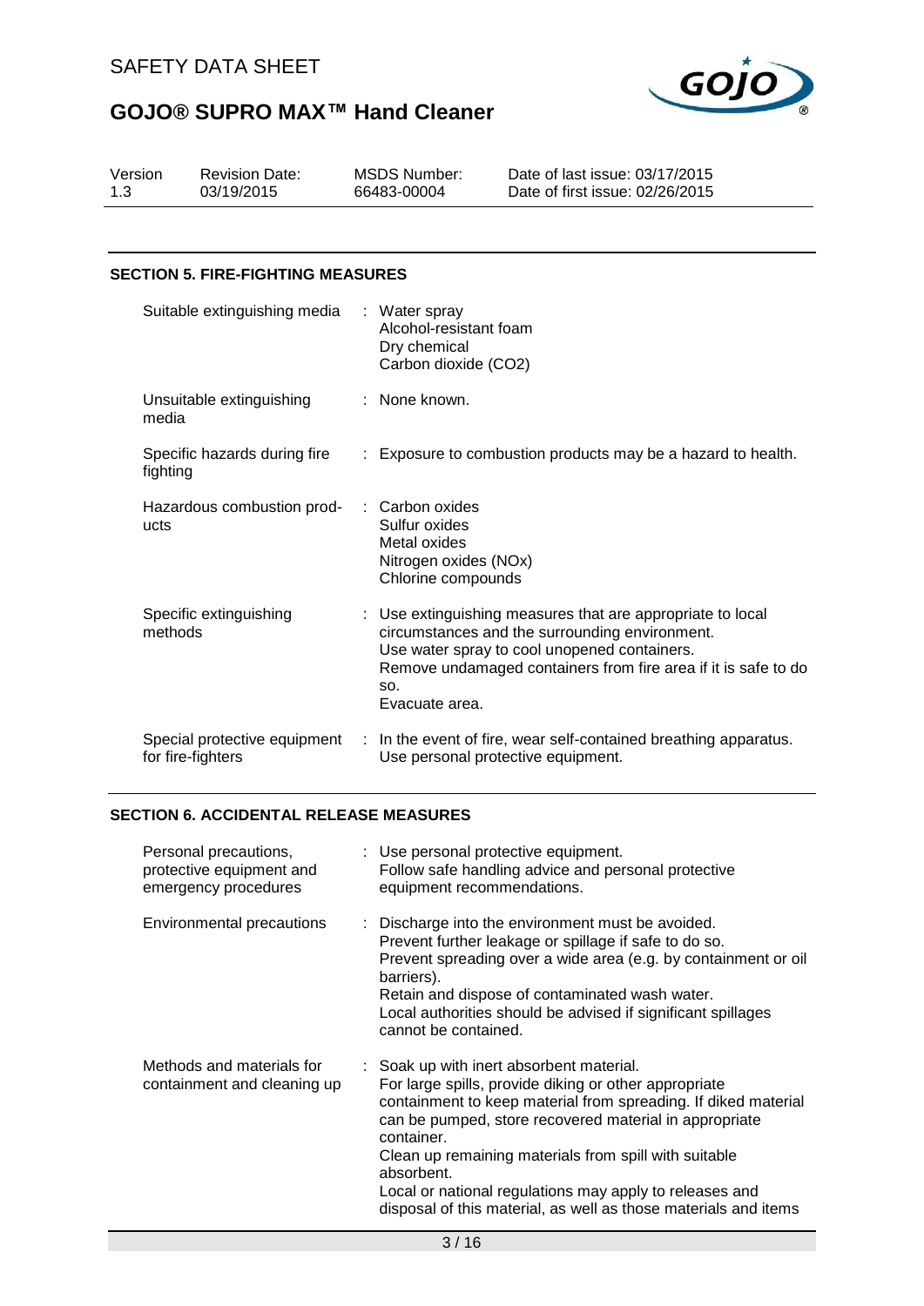## SECTION 5. FIRE-FIGHTING MEASURES

| | |
|---|---|
| Suitable extinguishing media | : Water spray<br>Alcohol-resistant foam<br>Dry chemical<br>Carbon dioxide ($CO_2$) |
| Unsuitable extinguishing media | : None known. |
| Specific hazards during fire fighting | : Exposure to combustion products may be a hazard to health. |
| Hazardous combustion products | : Carbon oxides<br>Sulfur oxides<br>Metal oxides<br>Nitrogen oxides (NOx)<br>Chlorine compounds |
| Specific extinguishing methods | : Use extinguishing measures that are appropriate to local circumstances and the surrounding environment.<br>Use water spray to cool unopened containers.<br>Remove undamaged containers from fire area if it is safe to do so.<br>Evacuate area. |
| Special protective equipment for fire-fighters | : In the event of fire, wear self-contained breathing apparatus.<br>Use personal protective equipment. |

## SECTION 6. ACCIDENTAL RELEASE MEASURES

| | |
|---|---|
| Personal precautions, protective equipment and emergency procedures | : Use personal protective equipment.<br>Follow safe handling advice and personal protective equipment recommendations. |
| Environmental precautions | : Discharge into the environment must be avoided.<br>Prevent further leakage or spillage if safe to do so.<br>Prevent spreading over a wide area (e.g. by containment or oil barriers).<br>Retain and dispose of contaminated wash water.<br>Local authorities should be advised if significant spillages cannot be contained. |
| Methods and materials for containment and cleaning up | : Soak up with inert absorbent material.<br>For large spills, provide diking or other appropriate containment to keep material from spreading. If diked material can be pumped, store recovered material in appropriate container.<br>Clean up remaining materials from spill with suitable absorbent.<br>Local or national regulations may apply to releases and disposal of this material, as well as those materials and items |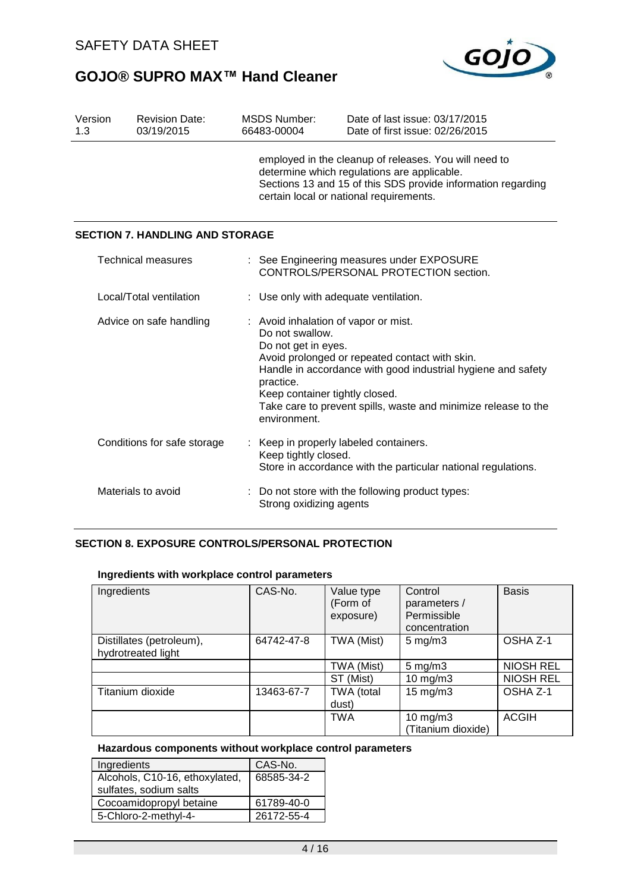employed in the cleanup of releases. You will need to determine which regulations are applicable.
Sections 13 and 15 of this SDS provide information regarding certain local or national requirements.

## SECTION 7. HANDLING AND STORAGE

| | |
|---|---|
| Technical measures | : See Engineering measures under EXPOSURE CONTROLS/PERSONAL PROTECTION section. |
| Local/Total ventilation | : Use only with adequate ventilation. |
| Advice on safe handling | : Avoid inhalation of vapor or mist.<br>Do not swallow.<br>Do not get in eyes.<br>Avoid prolonged or repeated contact with skin.<br>Handle in accordance with good industrial hygiene and safety practice.<br>Keep container tightly closed.<br>Take care to prevent spills, waste and minimize release to the environment. |
| Conditions for safe storage | : Keep in properly labeled containers.<br>Keep tightly closed.<br>Store in accordance with the particular national regulations. |
| Materials to avoid | : Do not store with the following product types:<br>Strong oxidizing agents |

## SECTION 8. EXPOSURE CONTROLS/PERSONAL PROTECTION

### Ingredients with workplace control parameters

| Ingredients | CAS-No. | Value type (Form of exposure) | Control parameters / Permissible concentration | Basis |
|---|---|---|---|---|
| Distillates (petroleum), hydrotreated light | 64742-47-8 | TWA (Mist) | 5 mg/m3 | OSHA Z-1 |
| | | TWA (Mist) | 5 mg/m3 | NIOSH REL |
| | | ST (Mist) | 10 mg/m3 | NIOSH REL |
| Titanium dioxide | 13463-67-7 | TWA (total dust) | 15 mg/m3 | OSHA Z-1 |
| | | TWA | 10 mg/m3 (Titanium dioxide) | ACGIH |

### Hazardous components without workplace control parameters

| Ingredients | CAS-No. |
|---|---|
| Alcohols, C10-16, ethoxylated, sulfates, sodium salts | 68585-34-2 |
| Cocoamidopropyl betaine | 61789-40-0 |
| 5-Chloro-2-methyl-4- | 26172-55-4 |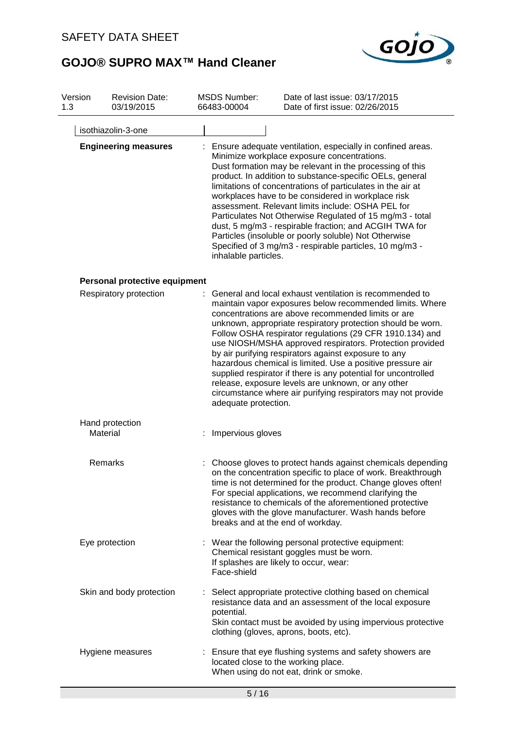| Version 1.3 | Revision Date: 03/19/2015 | MSDS Number: 66483-00004 | Date of last issue: 03/17/2015<br>Date of first issue: 02/26/2015 |
|---|---|---|---|

| isothiazolin-3-one | | |
|---|---|---|

**Engineering measures** : Ensure adequate ventilation, especially in confined areas. Minimize workplace exposure concentrations. Dust formation may be relevant in the processing of this product. In addition to substance-specific OELs, general limitations of concentrations of particulates in the air at workplaces have to be considered in workplace risk assessment. Relevant limits include: OSHA PEL for Particulates Not Otherwise Regulated of 15 mg/m3 - total dust, 5 mg/m3 - respirable fraction; and ACGIH TWA for Particles (insoluble or poorly soluble) Not Otherwise Specified of 3 mg/m3 - respirable particles, 10 mg/m3 - inhalable particles.

**Personal protective equipment**

Respiratory protection : General and local exhaust ventilation is recommended to maintain vapor exposures below recommended limits. Where concentrations are above recommended limits or are unknown, appropriate respiratory protection should be worn. Follow OSHA respirator regulations (29 CFR 1910.134) and use NIOSH/MSHA approved respirators. Protection provided by air purifying respirators against exposure to any hazardous chemical is limited. Use a positive pressure air supplied respirator if there is any potential for uncontrolled release, exposure levels are unknown, or any other circumstance where air purifying respirators may not provide adequate protection.

Hand protection

Material : Impervious gloves

Remarks : Choose gloves to protect hands against chemicals depending on the concentration specific to place of work. Breakthrough time is not determined for the product. Change gloves often! For special applications, we recommend clarifying the resistance to chemicals of the aforementioned protective gloves with the glove manufacturer. Wash hands before breaks and at the end of workday.

Eye protection : Wear the following personal protective equipment:
Chemical resistant goggles must be worn.
If splashes are likely to occur, wear:
Face-shield

Skin and body protection : Select appropriate protective clothing based on chemical resistance data and an assessment of the local exposure potential.
Skin contact must be avoided by using impervious protective clothing (gloves, aprons, boots, etc).

Hygiene measures : Ensure that eye flushing systems and safety showers are located close to the working place.
When using do not eat, drink or smoke.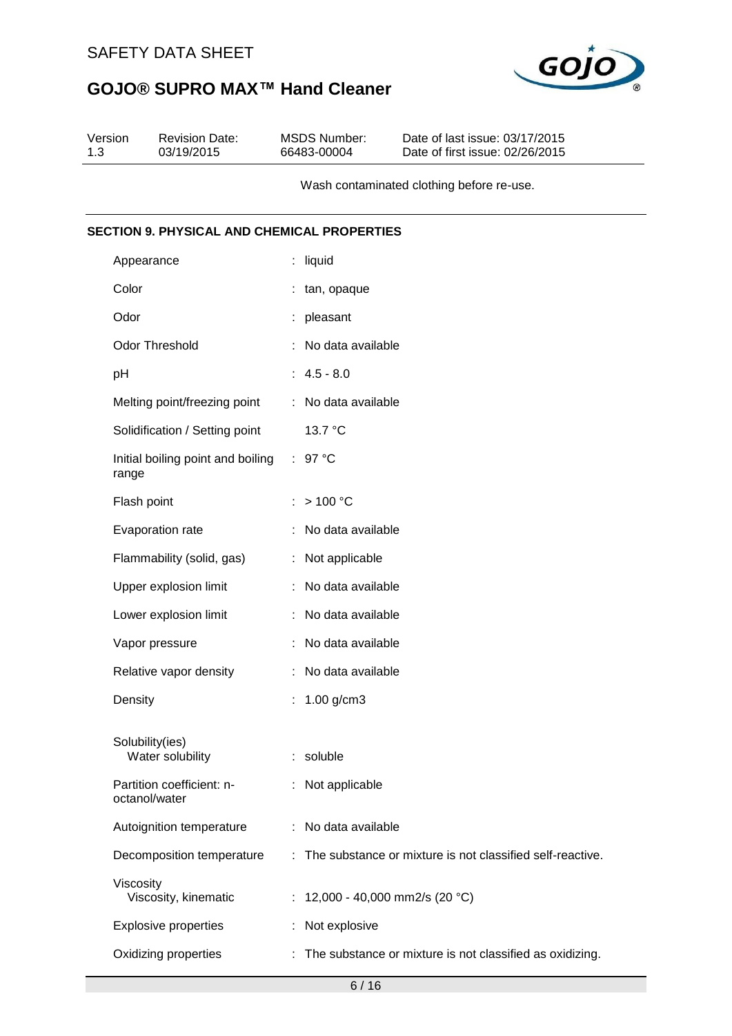Wash contaminated clothing before re-use.

## SECTION 9. PHYSICAL AND CHEMICAL PROPERTIES

| Property | Value |
|---|---|
| Appearance | : liquid |
| Color | : tan, opaque |
| Odor | : pleasant |
| Odor Threshold | : No data available |
| pH | : 4.5 - 8.0 |
| Melting point/freezing point | : No data available |
| Solidification / Setting point | 13.7 °C |
| Initial boiling point and boiling range | : 97 °C |
| Flash point | : > 100 °C |
| Evaporation rate | : No data available |
| Flammability (solid, gas) | : Not applicable |
| Upper explosion limit | : No data available |
| Lower explosion limit | : No data available |
| Vapor pressure | : No data available |
| Relative vapor density | : No data available |
| Density | : 1.00 g/cm3 |
| Solubility(ies) | |
| Water solubility | : soluble |
| Partition coefficient: n-octanol/water | : Not applicable |
| Autoignition temperature | : No data available |
| Decomposition temperature | : The substance or mixture is not classified self-reactive. |
| Viscosity | |
| Viscosity, kinematic | : 12,000 - 40,000 mm2/s (20 °C) |
| Explosive properties | : Not explosive |
| Oxidizing properties | : The substance or mixture is not classified as oxidizing. |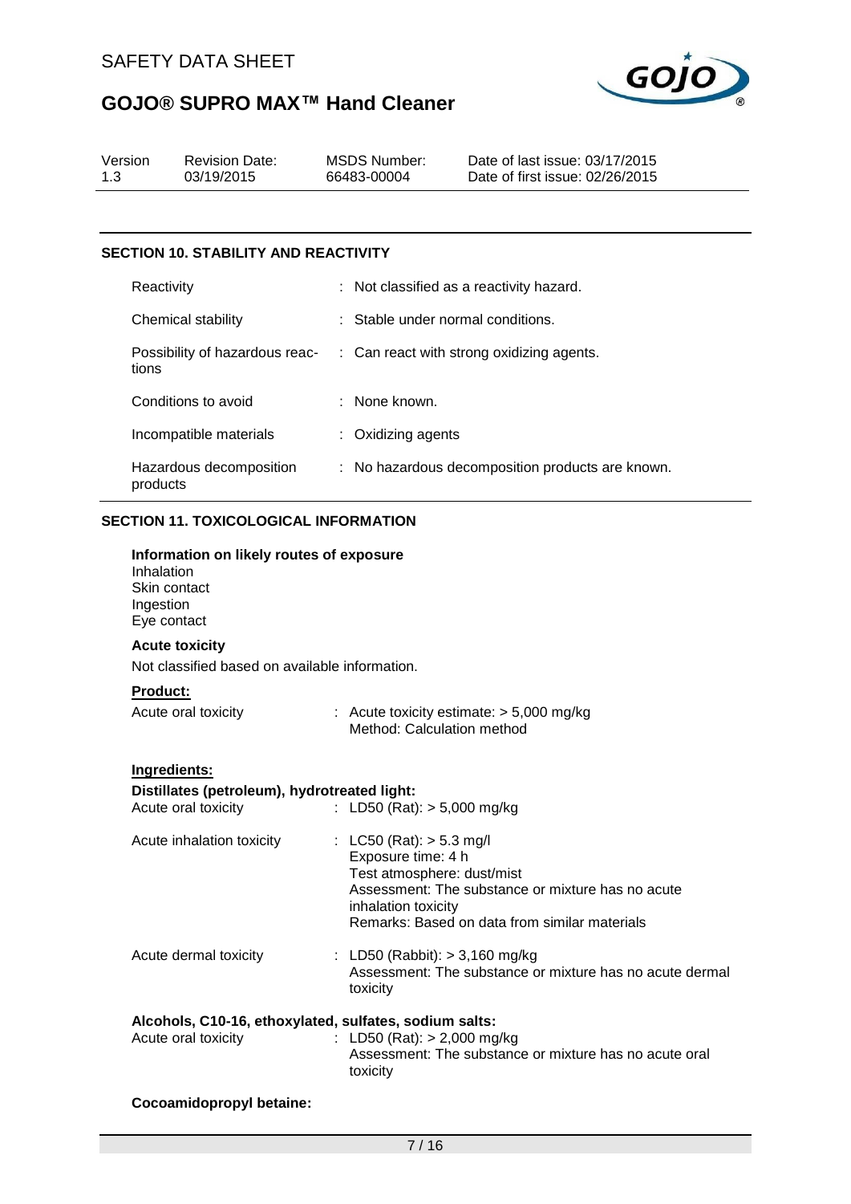## SECTION 10. STABILITY AND REACTIVITY

| | |
|---|---|
| Reactivity | : Not classified as a reactivity hazard. |
| Chemical stability | : Stable under normal conditions. |
| Possibility of hazardous reactions | : Can react with strong oxidizing agents. |
| Conditions to avoid | : None known. |
| Incompatible materials | : Oxidizing agents |
| Hazardous decomposition products | : No hazardous decomposition products are known. |

## SECTION 11. TOXICOLOGICAL INFORMATION

**Information on likely routes of exposure**
Inhalation
Skin contact
Ingestion
Eye contact

**Acute toxicity**

Not classified based on available information.

**Product:**

Acute oral toxicity : Acute toxicity estimate: > 5,000 mg/kg
Method: Calculation method

**Ingredients:**

**Distillates (petroleum), hydrotreated light:**

Acute oral toxicity : LD50 (Rat): > 5,000 mg/kg

Acute inhalation toxicity : LC50 (Rat): > 5.3 mg/l
Exposure time: 4 h
Test atmosphere: dust/mist
Assessment: The substance or mixture has no acute inhalation toxicity
Remarks: Based on data from similar materials

Acute dermal toxicity : LD50 (Rabbit): > 3,160 mg/kg
Assessment: The substance or mixture has no acute dermal toxicity

**Alcohols, C10-16, ethoxylated, sulfates, sodium salts:**

Acute oral toxicity : LD50 (Rat): > 2,000 mg/kg
Assessment: The substance or mixture has no acute oral toxicity

**Cocoamidopropyl betaine:**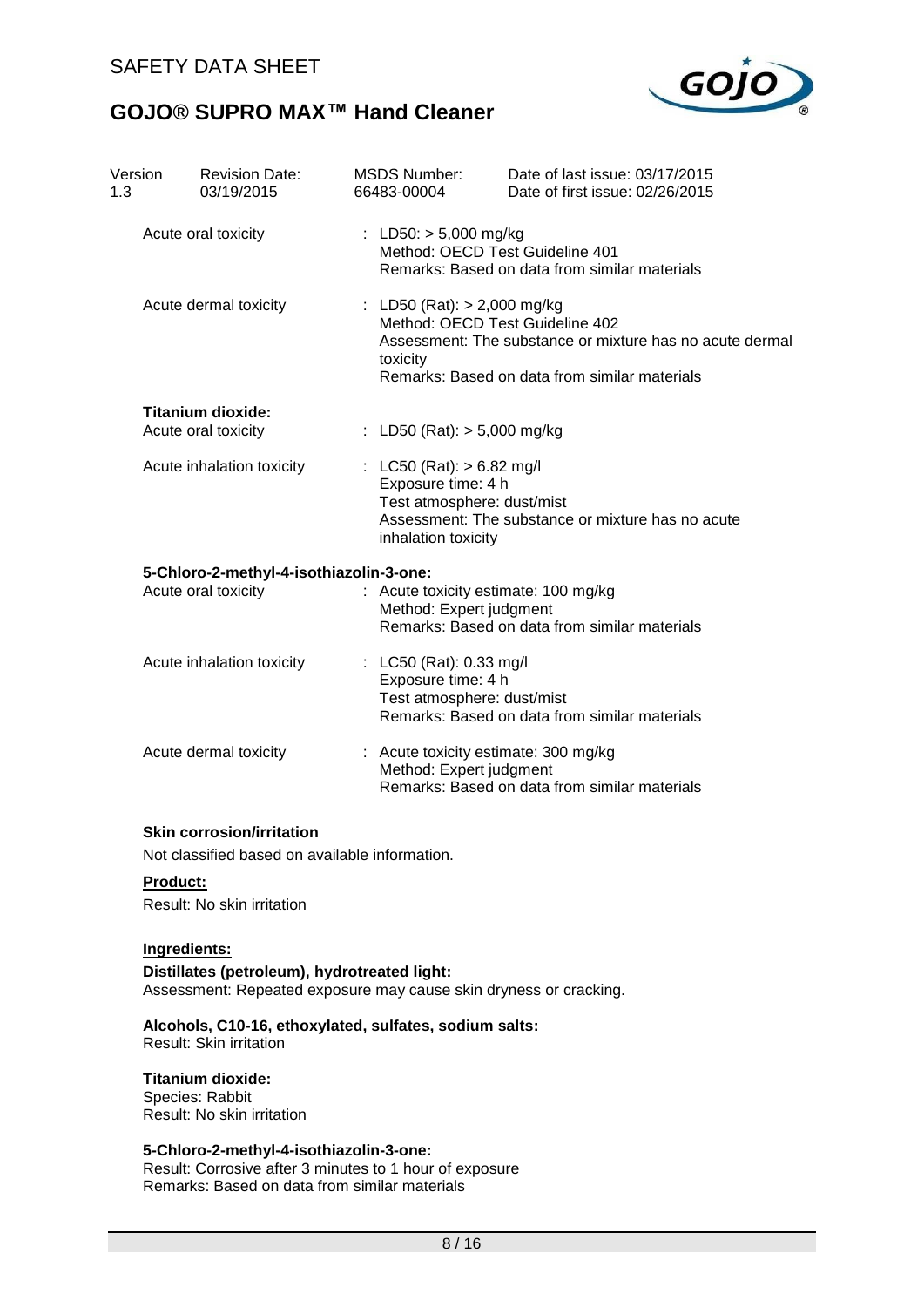| | |
|---|---|
| Acute oral toxicity | : LD50: > 5,000 mg/kg<br>Method: OECD Test Guideline 401<br>Remarks: Based on data from similar materials |
| Acute dermal toxicity | : LD50 (Rat): > 2,000 mg/kg<br>Method: OECD Test Guideline 402<br>Assessment: The substance or mixture has no acute dermal toxicity<br>Remarks: Based on data from similar materials |

**Titanium dioxide:**

| | |
|---|---|
| Acute oral toxicity | : LD50 (Rat): > 5,000 mg/kg |
| Acute inhalation toxicity | : LC50 (Rat): > 6.82 mg/l<br>Exposure time: 4 h<br>Test atmosphere: dust/mist<br>Assessment: The substance or mixture has no acute inhalation toxicity |

**5-Chloro-2-methyl-4-isothiazolin-3-one:**

| | |
|---|---|
| Acute oral toxicity | : Acute toxicity estimate: 100 mg/kg<br>Method: Expert judgment<br>Remarks: Based on data from similar materials |
| Acute inhalation toxicity | : LC50 (Rat): 0.33 mg/l<br>Exposure time: 4 h<br>Test atmosphere: dust/mist<br>Remarks: Based on data from similar materials |
| Acute dermal toxicity | : Acute toxicity estimate: 300 mg/kg<br>Method: Expert judgment<br>Remarks: Based on data from similar materials |

**Skin corrosion/irritation**

Not classified based on available information.

**Product:**

Result: No skin irritation

**Ingredients:**

**Distillates (petroleum), hydrotreated light:**
Assessment: Repeated exposure may cause skin dryness or cracking.

**Alcohols, C10-16, ethoxylated, sulfates, sodium salts:**
Result: Skin irritation

**Titanium dioxide:**
Species: Rabbit
Result: No skin irritation

**5-Chloro-2-methyl-4-isothiazolin-3-one:**
Result: Corrosive after 3 minutes to 1 hour of exposure
Remarks: Based on data from similar materials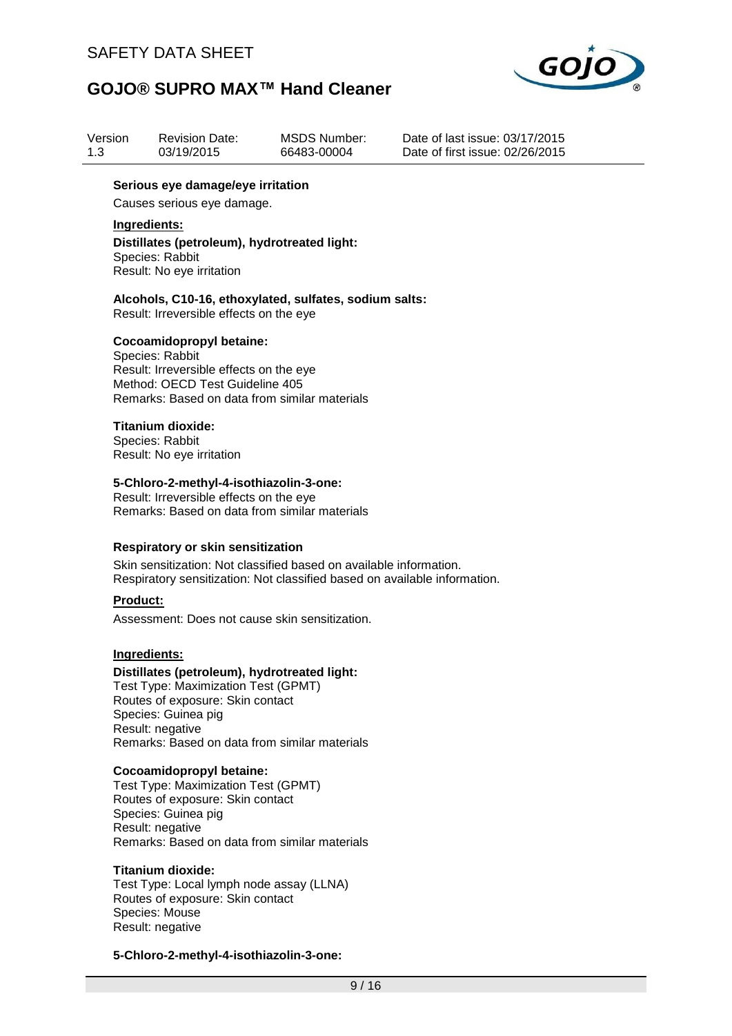**Serious eye damage/eye irritation**

Causes serious eye damage.

**Ingredients:**

**Distillates (petroleum), hydrotreated light:**
Species: Rabbit
Result: No eye irritation

**Alcohols, C10-16, ethoxylated, sulfates, sodium salts:**
Result: Irreversible effects on the eye

**Cocoamidopropyl betaine:**
Species: Rabbit
Result: Irreversible effects on the eye
Method: OECD Test Guideline 405
Remarks: Based on data from similar materials

**Titanium dioxide:**
Species: Rabbit
Result: No eye irritation

**5-Chloro-2-methyl-4-isothiazolin-3-one:**
Result: Irreversible effects on the eye
Remarks: Based on data from similar materials

**Respiratory or skin sensitization**

Skin sensitization: Not classified based on available information.
Respiratory sensitization: Not classified based on available information.

**Product:**

Assessment: Does not cause skin sensitization.

**Ingredients:**

**Distillates (petroleum), hydrotreated light:**
Test Type: Maximization Test (GPMT)
Routes of exposure: Skin contact
Species: Guinea pig
Result: negative
Remarks: Based on data from similar materials

**Cocoamidopropyl betaine:**
Test Type: Maximization Test (GPMT)
Routes of exposure: Skin contact
Species: Guinea pig
Result: negative
Remarks: Based on data from similar materials

**Titanium dioxide:**
Test Type: Local lymph node assay (LLNA)
Routes of exposure: Skin contact
Species: Mouse
Result: negative

**5-Chloro-2-methyl-4-isothiazolin-3-one:**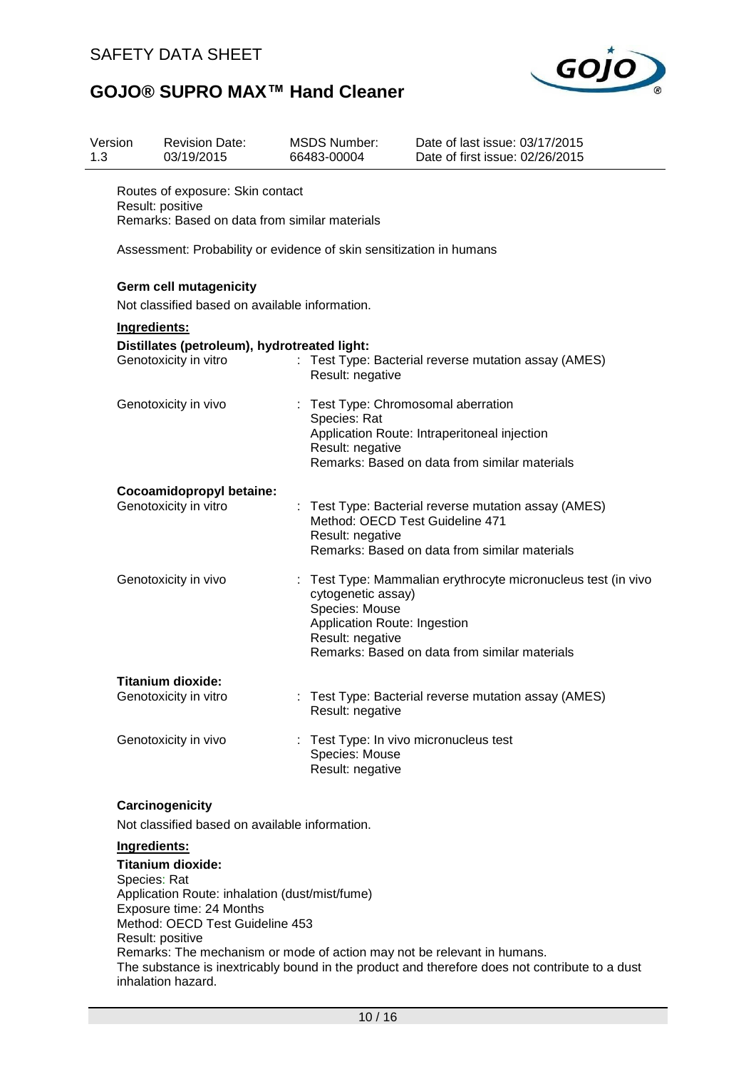Routes of exposure: Skin contact
Result: positive
Remarks: Based on data from similar materials

Assessment: Probability or evidence of skin sensitization in humans

**Germ cell mutagenicity**

Not classified based on available information.

**Ingredients:**

**Distillates (petroleum), hydrotreated light:**

| | |
|---|---|
| Genotoxicity in vitro | : Test Type: Bacterial reverse mutation assay (AMES)<br>Result: negative |
| Genotoxicity in vivo | : Test Type: Chromosomal aberration<br>Species: Rat<br>Application Route: Intraperitoneal injection<br>Result: negative<br>Remarks: Based on data from similar materials |

**Cocoamidopropyl betaine:**

| | |
|---|---|
| Genotoxicity in vitro | : Test Type: Bacterial reverse mutation assay (AMES)<br>Method: OECD Test Guideline 471<br>Result: negative<br>Remarks: Based on data from similar materials |
| Genotoxicity in vivo | : Test Type: Mammalian erythrocyte micronucleus test (in vivo cytogenetic assay)<br>Species: Mouse<br>Application Route: Ingestion<br>Result: negative<br>Remarks: Based on data from similar materials |

**Titanium dioxide:**

| | |
|---|---|
| Genotoxicity in vitro | : Test Type: Bacterial reverse mutation assay (AMES)<br>Result: negative |
| Genotoxicity in vivo | : Test Type: In vivo micronucleus test<br>Species: Mouse<br>Result: negative |

**Carcinogenicity**

Not classified based on available information.

**Ingredients:**

**Titanium dioxide:**

Species: Rat
Application Route: inhalation (dust/mist/fume)
Exposure time: 24 Months
Method: OECD Test Guideline 453
Result: positive
Remarks: The mechanism or mode of action may not be relevant in humans.
The substance is inextricably bound in the product and therefore does not contribute to a dust inhalation hazard.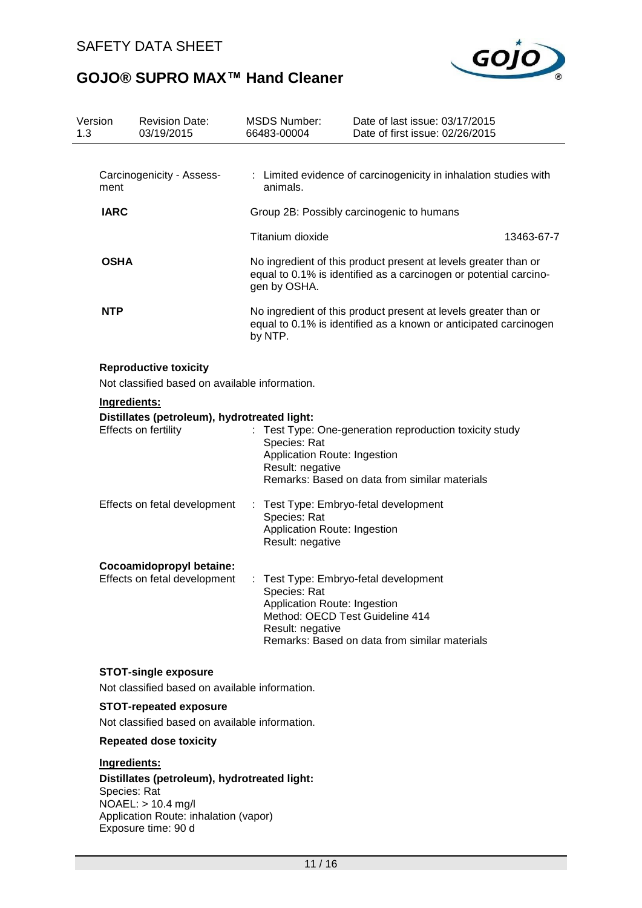Carcinogenicity - Assessment : Limited evidence of carcinogenicity in inhalation studies with animals.

**IARC** Group 2B: Possibly carcinogenic to humans

| | | |
|---|---|---|
| Titanium dioxide | | 13463-67-7 |

**OSHA** No ingredient of this product present at levels greater than or equal to 0.1% is identified as a carcinogen or potential carcinogen by OSHA.

**NTP** No ingredient of this product present at levels greater than or equal to 0.1% is identified as a known or anticipated carcinogen by NTP.

**Reproductive toxicity**

Not classified based on available information.

**Ingredients:**

**Distillates (petroleum), hydrotreated light:**

Effects on fertility : Test Type: One-generation reproduction toxicity study
Species: Rat
Application Route: Ingestion
Result: negative
Remarks: Based on data from similar materials

Effects on fetal development : Test Type: Embryo-fetal development
Species: Rat
Application Route: Ingestion
Result: negative

**Cocoamidopropyl betaine:**

Effects on fetal development : Test Type: Embryo-fetal development
Species: Rat
Application Route: Ingestion
Method: OECD Test Guideline 414
Result: negative
Remarks: Based on data from similar materials

**STOT-single exposure**

Not classified based on available information.

**STOT-repeated exposure**

Not classified based on available information.

**Repeated dose toxicity**

**Ingredients:**

**Distillates (petroleum), hydrotreated light:**

Species: Rat
NOAEL: > 10.4 mg/l
Application Route: inhalation (vapor)
Exposure time: 90 d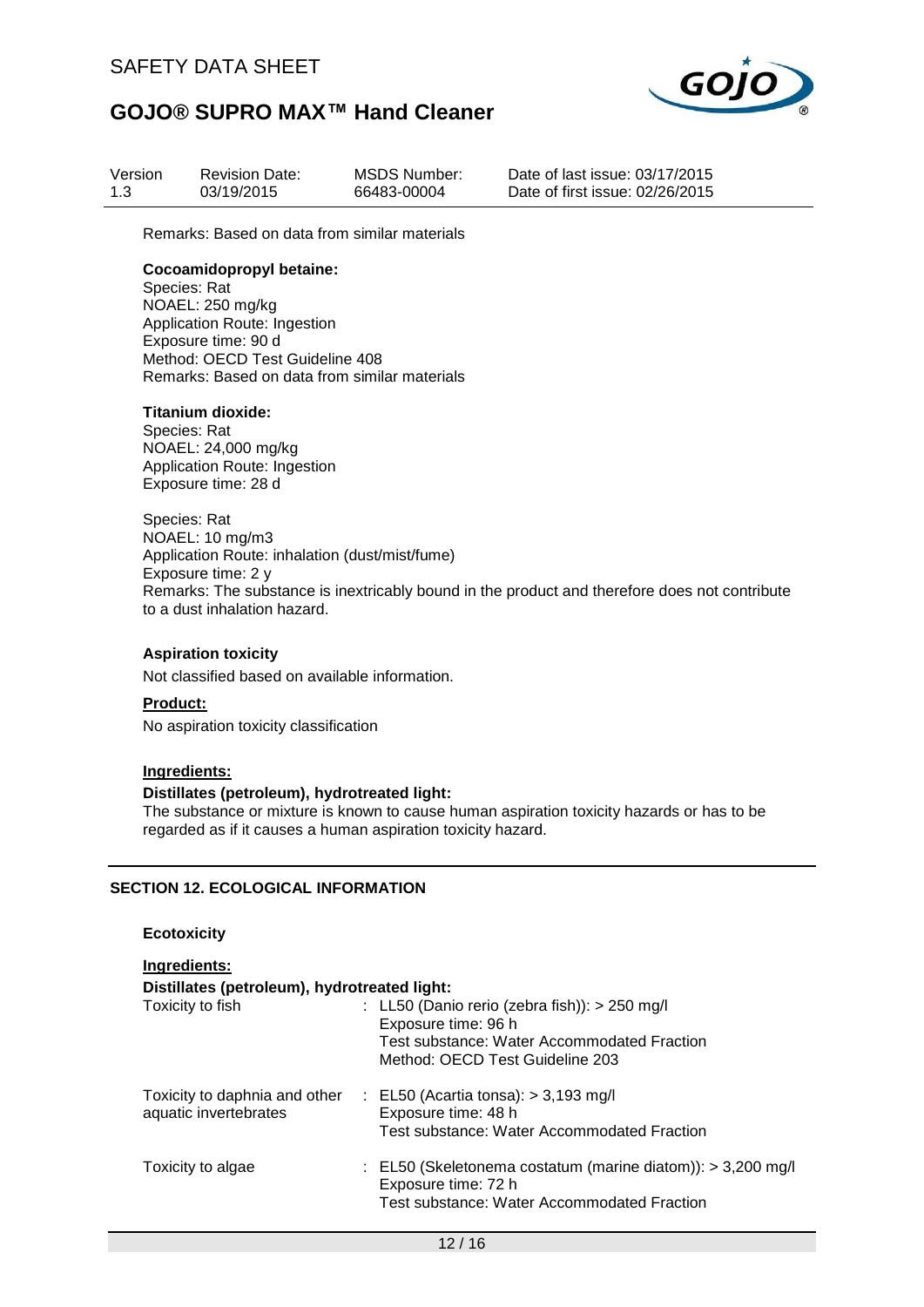Remarks: Based on data from similar materials

**Cocoamidopropyl betaine:**
Species: Rat
NOAEL: 250 mg/kg
Application Route: Ingestion
Exposure time: 90 d
Method: OECD Test Guideline 408
Remarks: Based on data from similar materials

**Titanium dioxide:**
Species: Rat
NOAEL: 24,000 mg/kg
Application Route: Ingestion
Exposure time: 28 d

Species: Rat
NOAEL: 10 mg/m3
Application Route: inhalation (dust/mist/fume)
Exposure time: 2 y
Remarks: The substance is inextricably bound in the product and therefore does not contribute to a dust inhalation hazard.

**Aspiration toxicity**

Not classified based on available information.

**Product:**

No aspiration toxicity classification

**Ingredients:**

**Distillates (petroleum), hydrotreated light:**
The substance or mixture is known to cause human aspiration toxicity hazards or has to be regarded as if it causes a human aspiration toxicity hazard.

## SECTION 12. ECOLOGICAL INFORMATION

**Ecotoxicity**

**Ingredients:**

**Distillates (petroleum), hydrotreated light:**

| | |
|---|---|
| Toxicity to fish | : LL50 (Danio rerio (zebra fish)): > 250 mg/l<br>Exposure time: 96 h<br>Test substance: Water Accommodated Fraction<br>Method: OECD Test Guideline 203 |
| Toxicity to daphnia and other aquatic invertebrates | : EL50 (Acartia tonsa): > 3,193 mg/l<br>Exposure time: 48 h<br>Test substance: Water Accommodated Fraction |
| Toxicity to algae | : EL50 (Skeletonema costatum (marine diatom)): > 3,200 mg/l<br>Exposure time: 72 h<br>Test substance: Water Accommodated Fraction |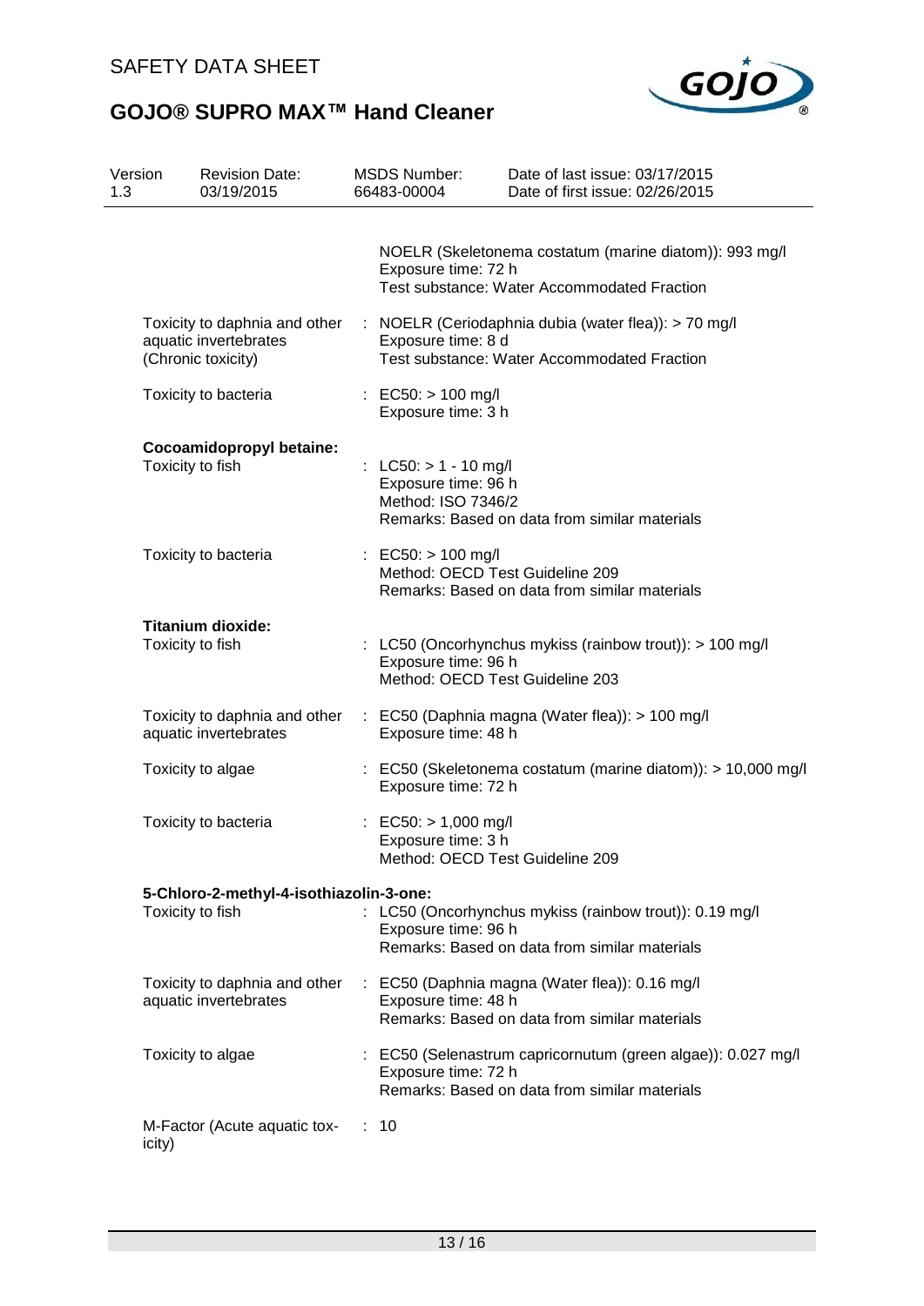| | | |
|---|---|---|
| | | NOELR (Skeletonema costatum (marine diatom)): 993 mg/l<br>Exposure time: 72 h<br>Test substance: Water Accommodated Fraction |
| Toxicity to daphnia and other aquatic invertebrates (Chronic toxicity) | : | NOELR (Ceriodaphnia dubia (water flea)): > 70 mg/l<br>Exposure time: 8 d<br>Test substance: Water Accommodated Fraction |
| Toxicity to bacteria | : | EC50: > 100 mg/l<br>Exposure time: 3 h |

**Cocoamidopropyl betaine:**

| | | |
|---|---|---|
| Toxicity to fish | : | LC50: > 1 - 10 mg/l<br>Exposure time: 96 h<br>Method: ISO 7346/2<br>Remarks: Based on data from similar materials |
| Toxicity to bacteria | : | EC50: > 100 mg/l<br>Method: OECD Test Guideline 209<br>Remarks: Based on data from similar materials |

**Titanium dioxide:**

| | | |
|---|---|---|
| Toxicity to fish | : | LC50 (Oncorhynchus mykiss (rainbow trout)): > 100 mg/l<br>Exposure time: 96 h<br>Method: OECD Test Guideline 203 |
| Toxicity to daphnia and other aquatic invertebrates | : | EC50 (Daphnia magna (Water flea)): > 100 mg/l<br>Exposure time: 48 h |
| Toxicity to algae | : | EC50 (Skeletonema costatum (marine diatom)): > 10,000 mg/l<br>Exposure time: 72 h |
| Toxicity to bacteria | : | EC50: > 1,000 mg/l<br>Exposure time: 3 h<br>Method: OECD Test Guideline 209 |

**5-Chloro-2-methyl-4-isothiazolin-3-one:**

| | | |
|---|---|---|
| Toxicity to fish | : | LC50 (Oncorhynchus mykiss (rainbow trout)): 0.19 mg/l<br>Exposure time: 96 h<br>Remarks: Based on data from similar materials |
| Toxicity to daphnia and other aquatic invertebrates | : | EC50 (Daphnia magna (Water flea)): 0.16 mg/l<br>Exposure time: 48 h<br>Remarks: Based on data from similar materials |
| Toxicity to algae | : | EC50 (Selenastrum capricornutum (green algae)): 0.027 mg/l<br>Exposure time: 72 h<br>Remarks: Based on data from similar materials |
| M-Factor (Acute aquatic toxicity) | : | 10 |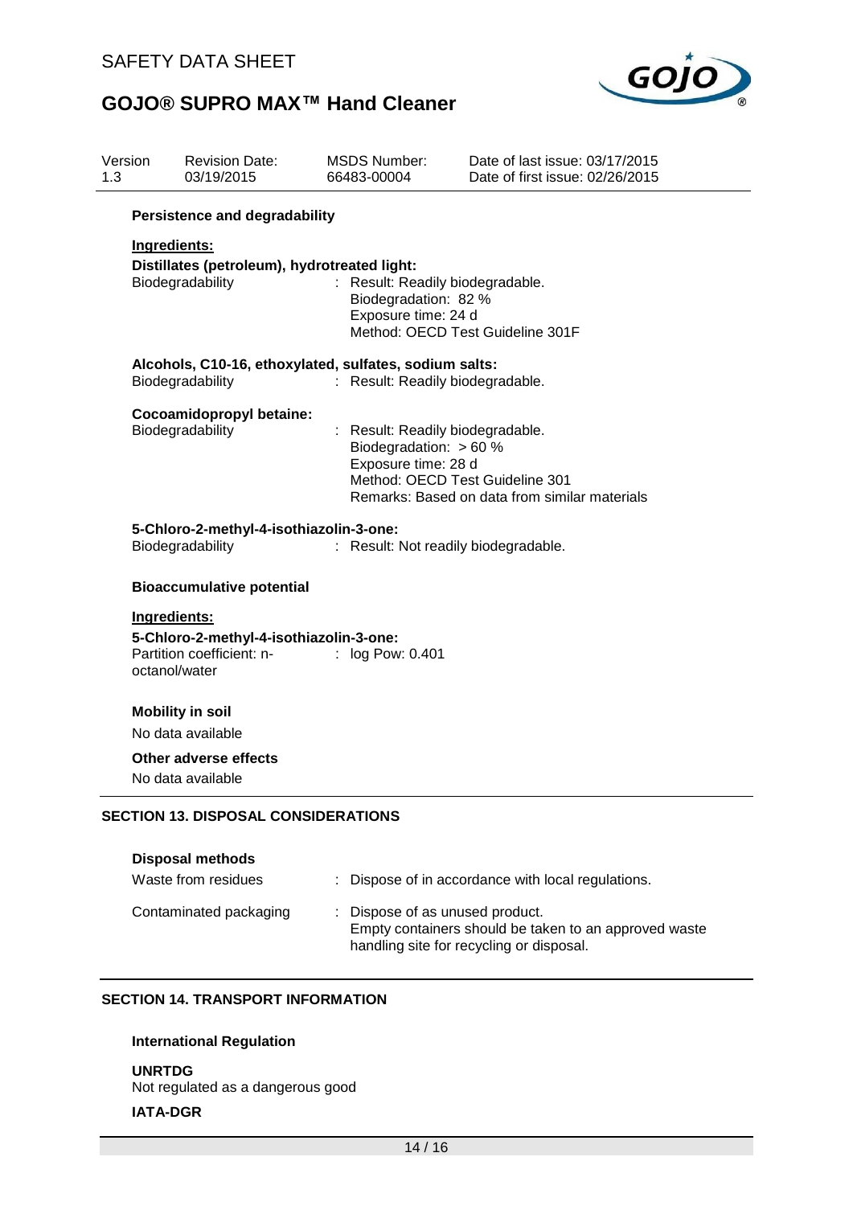**Persistence and degradability**

**Ingredients:**

**Distillates (petroleum), hydrotreated light:**

Biodegradability : Result: Readily biodegradable.
Biodegradation: 82 %
Exposure time: 24 d
Method: OECD Test Guideline 301F

**Alcohols, C10-16, ethoxylated, sulfates, sodium salts:**

Biodegradability : Result: Readily biodegradable.

**Cocoamidopropyl betaine:**

Biodegradability : Result: Readily biodegradable.
Biodegradation: > 60 %
Exposure time: 28 d
Method: OECD Test Guideline 301
Remarks: Based on data from similar materials

**5-Chloro-2-methyl-4-isothiazolin-3-one:**

Biodegradability : Result: Not readily biodegradable.

**Bioaccumulative potential**

**Ingredients:**

**5-Chloro-2-methyl-4-isothiazolin-3-one:**

Partition coefficient: n-octanol/water : log Pow: 0.401

**Mobility in soil**

No data available

**Other adverse effects**

No data available

## SECTION 13. DISPOSAL CONSIDERATIONS

**Disposal methods**

Waste from residues : Dispose of in accordance with local regulations.

Contaminated packaging : Dispose of as unused product.
Empty containers should be taken to an approved waste handling site for recycling or disposal.

## SECTION 14. TRANSPORT INFORMATION

**International Regulation**

**UNRTDG**

Not regulated as a dangerous good

**IATA-DGR**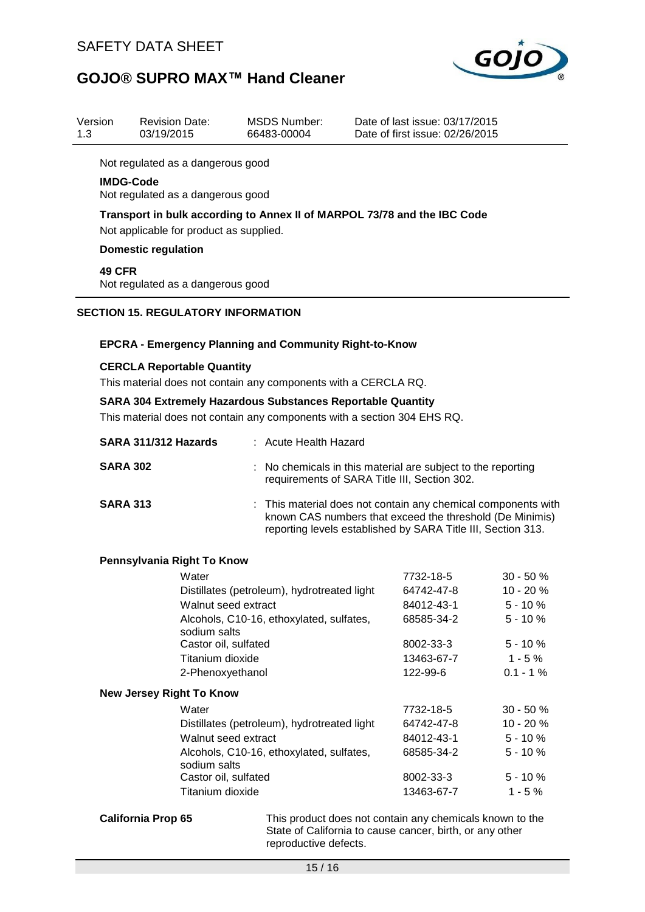Not regulated as a dangerous good

**IMDG-Code**

Not regulated as a dangerous good

**Transport in bulk according to Annex II of MARPOL 73/78 and the IBC Code**

Not applicable for product as supplied.

**Domestic regulation**

**49 CFR**

Not regulated as a dangerous good

## SECTION 15. REGULATORY INFORMATION

**EPCRA - Emergency Planning and Community Right-to-Know**

**CERCLA Reportable Quantity**

This material does not contain any components with a CERCLA RQ.

**SARA 304 Extremely Hazardous Substances Reportable Quantity**

This material does not contain any components with a section 304 EHS RQ.

**SARA 311/312 Hazards** : Acute Health Hazard

**SARA 302** : No chemicals in this material are subject to the reporting requirements of SARA Title III, Section 302.

**SARA 313** : This material does not contain any chemical components with known CAS numbers that exceed the threshold (De Minimis) reporting levels established by SARA Title III, Section 313.

**Pennsylvania Right To Know**

| | | |
|---|---|---|
| Water | 7732-18-5 | 30 - 50 % |
| Distillates (petroleum), hydrotreated light | 64742-47-8 | 10 - 20 % |
| Walnut seed extract | 84012-43-1 | 5 - 10 % |
| Alcohols, C10-16, ethoxylated, sulfates, sodium salts | 68585-34-2 | 5 - 10 % |
| Castor oil, sulfated | 8002-33-3 | 5 - 10 % |
| Titanium dioxide | 13463-67-7 | 1 - 5 % |
| 2-Phenoxyethanol | 122-99-6 | 0.1 - 1 % |

**New Jersey Right To Know**

| | | |
|---|---|---|
| Water | 7732-18-5 | 30 - 50 % |
| Distillates (petroleum), hydrotreated light | 64742-47-8 | 10 - 20 % |
| Walnut seed extract | 84012-43-1 | 5 - 10 % |
| Alcohols, C10-16, ethoxylated, sulfates, sodium salts | 68585-34-2 | 5 - 10 % |
| Castor oil, sulfated | 8002-33-3 | 5 - 10 % |
| Titanium dioxide | 13463-67-7 | 1 - 5 % |

**California Prop 65** This product does not contain any chemicals known to the State of California to cause cancer, birth, or any other reproductive defects.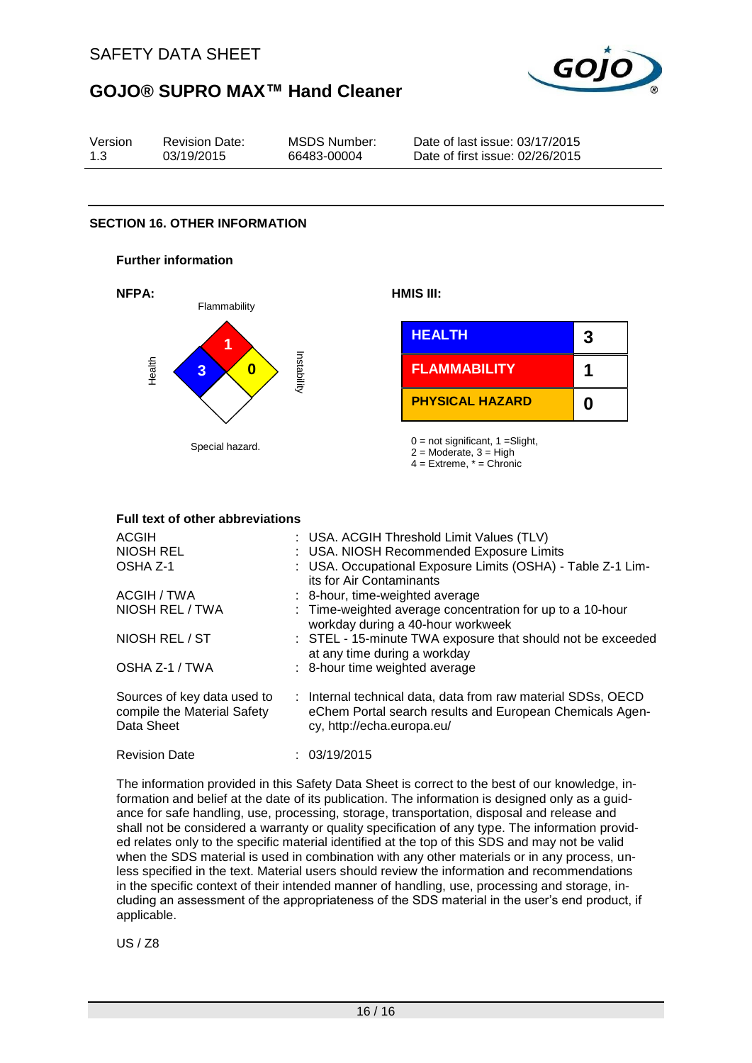Version 1.3 | Revision Date: 03/19/2015 | MSDS Number: 66483-00004 | Date of last issue: 03/17/2015 | Date of first issue: 02/26/2015

## SECTION 16. OTHER INFORMATION

### Further information

**NFPA:**

Flammability: 1
Health: 3
Instability: 0
Special hazard.

**HMIS III:**

| | |
|---|---|
| HEALTH | 3 |
| FLAMMABILITY | 1 |
| PHYSICAL HAZARD | 0 |

0 = not significant, 1 =Slight,
2 = Moderate, 3 = High
4 = Extreme, * = Chronic

### Full text of other abbreviations

| | |
|---|---|
| ACGIH | : USA. ACGIH Threshold Limit Values (TLV) |
| NIOSH REL | : USA. NIOSH Recommended Exposure Limits |
| OSHA Z-1 | : USA. Occupational Exposure Limits (OSHA) - Table Z-1 Limits for Air Contaminants |
| ACGIH / TWA | : 8-hour, time-weighted average |
| NIOSH REL / TWA | : Time-weighted average concentration for up to a 10-hour workday during a 40-hour workweek |
| NIOSH REL / ST | : STEL - 15-minute TWA exposure that should not be exceeded at any time during a workday |
| OSHA Z-1 / TWA | : 8-hour time weighted average |

Sources of key data used to compile the Material Safety Data Sheet : Internal technical data, data from raw material SDSs, OECD eChem Portal search results and European Chemicals Agency, http://echa.europa.eu/

Revision Date : 03/19/2015

The information provided in this Safety Data Sheet is correct to the best of our knowledge, information and belief at the date of its publication. The information is designed only as a guidance for safe handling, use, processing, storage, transportation, disposal and release and shall not be considered a warranty or quality specification of any type. The information provided relates only to the specific material identified at the top of this SDS and may not be valid when the SDS material is used in combination with any other materials or in any process, unless specified in the text. Material users should review the information and recommendations in the specific context of their intended manner of handling, use, processing and storage, including an assessment of the appropriateness of the SDS material in the user's end product, if applicable.

US / Z8